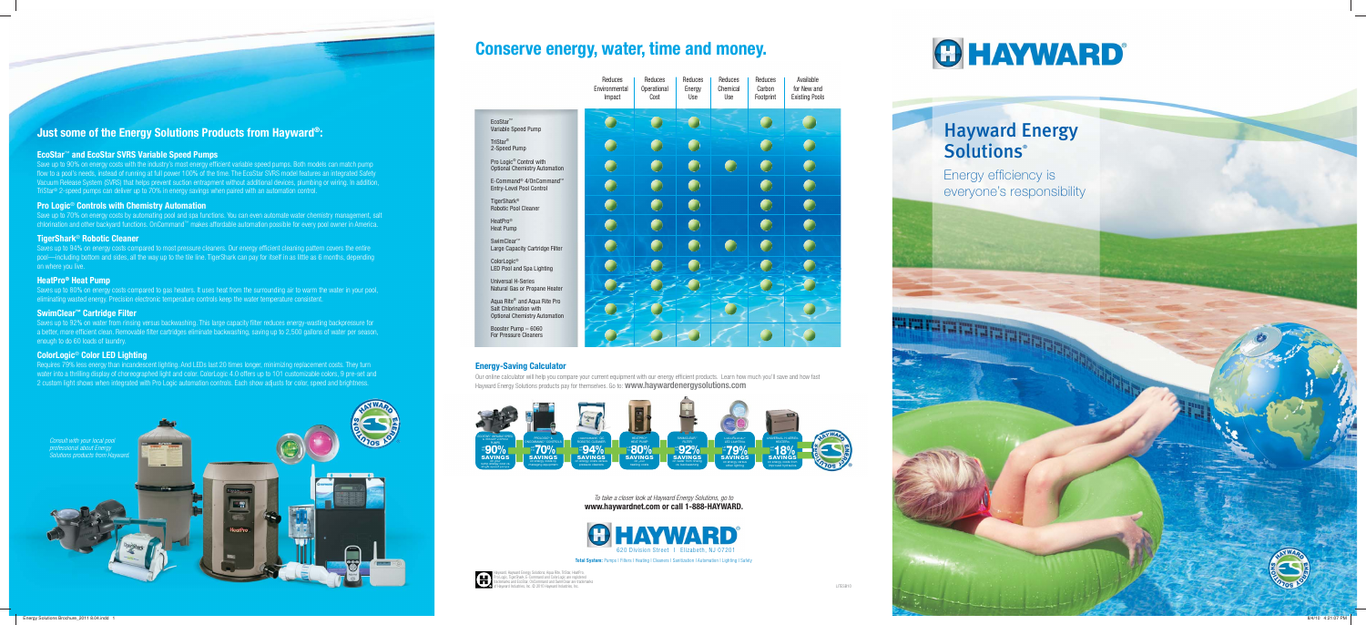## Just some of the Energy Solutions Products from Hayward®:

### EcoStar™ and EcoStar SVRS Variable Speed Pumps

Save up to 90% on energy costs with the industry's most energy efficient variable speed pumps. Both models can match pump flow to a pool's needs, instead of running at full power 100% of the time. The EcoStar SVRS model features an integrated Safety Vacuum Release System (SVRS) that helps prevent suction entrapment without additional devices, plumbing or wiring. In addition, TriStar® 2-speed pumps can deliver up to 70% in energy savings when paired with an automation control.

### Pro Logic® Controls with Chemistry Automation

Save up to 70% on energy costs by automating pool and spa functions. You can even automate water chemistry management, salt chlorination and other backyard functions. OnCommand™ makes affordable automation possible for every pool owner in America.

### TigerShark® Robotic Cleaner

Saves up to 94% on energy costs compared to most pressure cleaners. Our energy efficient cleaning pattern covers the entire pool—including bottom and sides, all the way up to the tile line. TigerShark can pay for itself in as little as 6 months, depending on where you live.

### HeatPro® Heat Pump

Saves up to 80% on energy costs compared to gas heaters. It uses heat from the surrounding air to warm the water in your pool, eliminating wasted energy. Precision electronic temperature controls keep the water temperature consistent.

### SwimClear™ Cartridge Filter

Saves up to 92% on water from rinsing versus backwashing. This large capacity filter reduces energy-wasting backpressure for a better, more efficient clean. Removable filter cartridges eliminate backwashing, saving up to 2,500 gallons of water per season, enough to do 60 loads of laundry.

### ColorLogic® Color LED Lighting

Requires 79% less energy than incandescent lighting. And LEDs last 20 times longer, minimizing replacement costs. They turn water into a thrilling display of choreographed light and color. ColorLogic 4.0 offers up to 101 customizable colors, 9 pre-set and 2 custom light shows when integrated with Pro Logic automation controls. Each show adjusts for color, speed and brightness.

*Consult with your local pool professional about Energy Solutions products from Hayward.*

# Conserve energy, water, time and money.

| | Reduces Environmental Impact | Reduces Operational Cost | Reduces Energy Use | Reduces Chemical Use | Reduces Carbon Footprint | Available for New and Existing Pools |
|---|---|---|---|---|---|---|
| EcoStar™ Variable Speed Pump | ✓ | ✓ | ✓ | | ✓ | ✓ |
| TriStar® 2-Speed Pump | ✓ | ✓ | ✓ | | ✓ | ✓ |
| Pro Logic® Control with Optional Chemistry Automation | ✓ | ✓ | ✓ | ✓ | ✓ | ✓ |
| E-Command® 4/OnCommand™ Entry-Level Pool Control | ✓ | ✓ | ✓ | | ✓ | ✓ |
| TigerShark® Robotic Pool Cleaner | ✓ | ✓ | ✓ | | ✓ | ✓ |
| HeatPro® Heat Pump | ✓ | ✓ | ✓ | | ✓ | ✓ |
| SwimClear™ Large Capacity Cartridge Filter | ✓ | ✓ | ✓ | ✓ | ✓ | ✓ |
| ColorLogic® LED Pool and Spa Lighting | ✓ | ✓ | ✓ | | ✓ | ✓ |
| Universal H-Series Natural Gas or Propane Heater | ✓ | ✓ | ✓ | | ✓ | ✓ |
| Aqua Rite® and Aqua Rite Pro Salt Chlorination with Optional Chemistry Automation | ✓ | ✓ | | ✓ | | ✓ |
| Booster Pump – 6060 For Pressure Cleaners | ✓ | ✓ | ✓ | | ✓ | ✓ |

### Energy-Saving Calculator

Our online calculator will help you compare your current equipment with our energy efficient products. Learn how much you'll save and how fast Hayward Energy Solutions products pay for themselves. Go to: **www.haywardenergysolutions.com**

*To take a closer look at Hayward Energy Solutions, go to*
**www.haywardnet.com or call 1-888-HAYWARD.**

HAYWARD®
620 Division Street | Elizabeth, NJ 07201

**Total System:** Pumps | Filters | Heating | Cleaners | Sanitization | Automation | Lighting | Safety

Hayward, Hayward Energy Solutions, Aqua Rite, EcoStar, HeatPro, Pro Logic, TigerShark, E-Command and ColorLogic are registered trademarks and EcoStar, OnCommand and SwimClear are trademarks of Hayward Industries, Inc. © 2010 Hayward Industries, Inc.

LTES810

# HAYWARD®

## Hayward Energy Solutions®

Energy efficiency is everyone's responsibility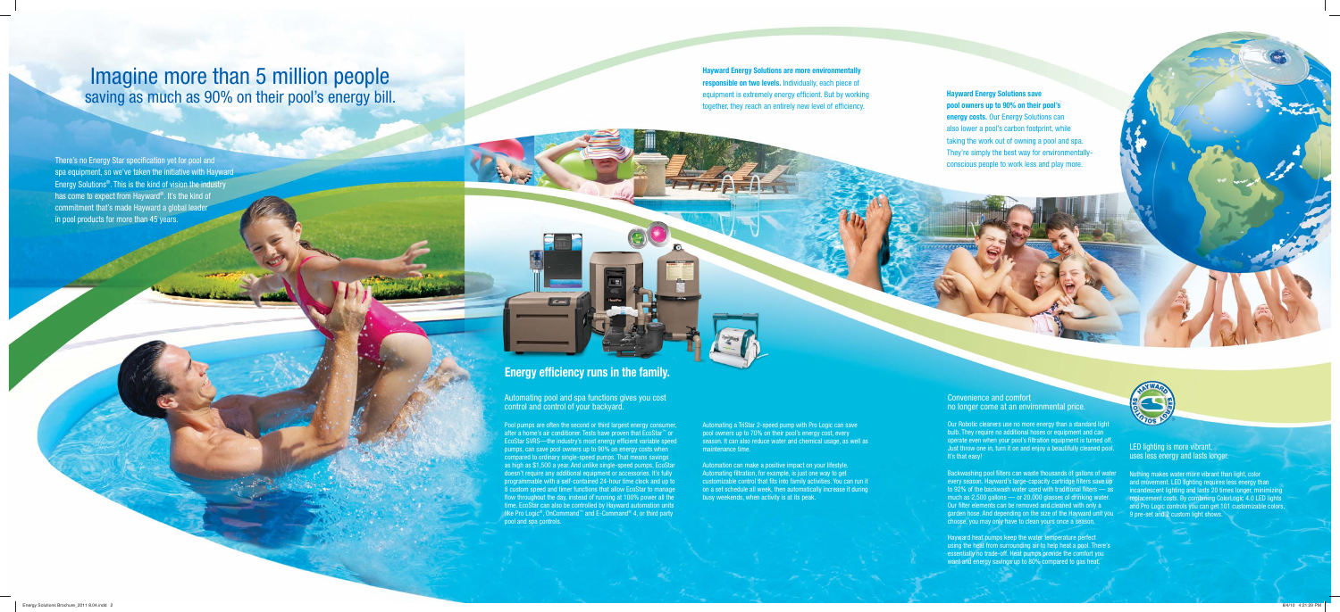# Imagine more than 5 million people saving as much as 90% on their pool's energy bill.

There's no Energy Star specification yet for pool and spa equipment, so we've taken the initiative with Hayward Energy Solutions®. This is the kind of vision the industry has come to expect from Hayward®. It's the kind of commitment that's made Hayward a global leader in pool products for more than 45 years.

**Hayward Energy Solutions are more environmentally responsible on two levels.** Individually, each piece of equipment is extremely energy efficient. But by working together, they reach an entirely new level of efficiency.

**Hayward Energy Solutions save pool owners up to 90% on their pool's energy costs.** Our Energy Solutions can also lower a pool's carbon footprint, while taking the work out of owning a pool and spa. They're simply the best way for environmentally-conscious people to work less and play more.

## Energy efficiency runs in the family.

### Automating pool and spa functions gives you cost control and control of your backyard.

Pool pumps are often the second or third largest energy consumer, after a home's air conditioner. Tests have proven that EcoStar™ or EcoStar SVRS—the industry's most energy efficient variable speed pumps, can save pool owners up to 90% on energy costs when compared to ordinary single-speed pumps. That means savings as high as $1,500 a year. And unlike single-speed pumps, EcoStar doesn't require any additional equipment or accessories. It's fully programmable with a self-contained 24-hour time clock and up to 8 custom speed and timer functions that allow EcoStar to manage flow throughout the day, instead of running at 100% power all the time. EcoStar can also be controlled by Hayward automation units like Pro Logic®, OnCommand™ and E-Command® 4, or third party pool and spa controls.

Automating a TriStar 2-speed pump with Pro Logic can save pool owners up to 70% on their pool's energy cost, every season. It can also reduce water and chemical usage, as well as maintenance time.

Automation can make a positive impact on your lifestyle. Automating filtration, for example, is just one way to get customizable control that fits into family activities. You can run it on a set schedule all week, then automatically increase it during busy weekends, when activity is at its peak.

### Convenience and comfort no longer come at an environmental price.

Our Robotic cleaners use no more energy than a standard light bulb. They require no additional hoses or equipment and can operate even when your pool's filtration equipment is turned off. Just throw one in, turn it on and enjoy a beautifully cleaned pool. It's that easy!

Backwashing pool filters can waste thousands of gallons of water every season. Hayward's large-capacity cartridge filters save up to 92% of the backwash water used with traditional filters — as much as 2,500 gallons — or 20,000 glasses of drinking water. Our filter elements can be removed and cleaned with only a garden hose. And depending on the size of the Hayward unit you choose, you may only have to clean yours once a season.

Hayward heat pumps keep the water temperature perfect using the heat from surrounding air to help heat a pool. There's essentially no trade-off. Heat pumps provide the comfort you want and energy savings up to 80% compared to gas heat.

### LED lighting is more vibrant, uses less energy and lasts longer.

Nothing makes water more vibrant than light, color and movement. LED lighting requires less energy than incandescent lighting and lasts 20 times longer, minimizing replacement costs. By combining ColorLogic 4.0 LED lights and Pro Logic controls you can get 101 customizable colors, 9 pre-set and 2 custom light shows.